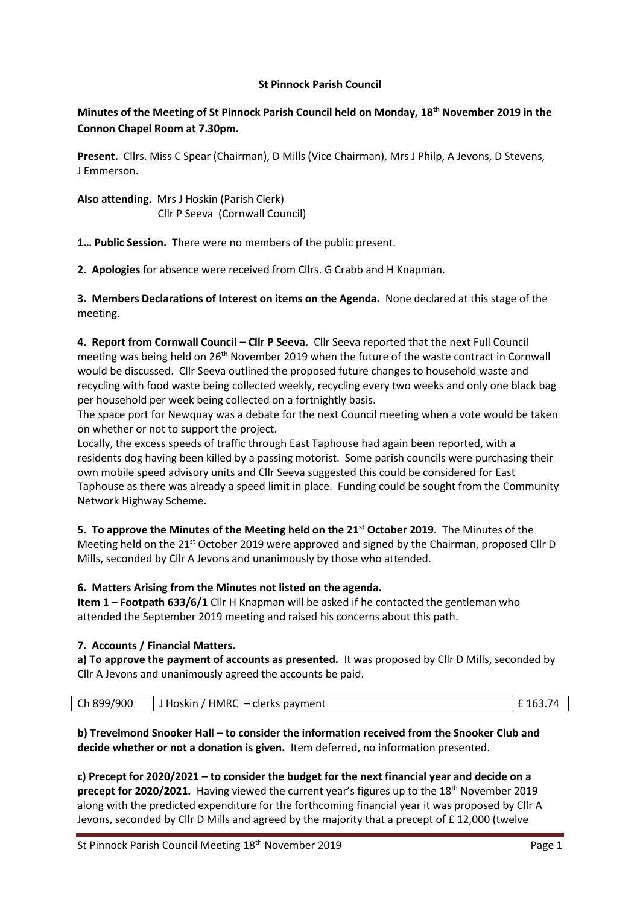# St Pinnock Parish Council

**Minutes of the Meeting of St Pinnock Parish Council held on Monday, 18th November 2019 in the Connon Chapel Room at 7.30pm.**

**Present.** Cllrs. Miss C Spear (Chairman), D Mills (Vice Chairman), Mrs J Philp, A Jevons, D Stevens, J Emmerson.

**Also attending.** Mrs J Hoskin (Parish Clerk)
Cllr P Seeva (Cornwall Council)

**1… Public Session.** There were no members of the public present.

**2. Apologies** for absence were received from Cllrs. G Crabb and H Knapman.

**3. Members Declarations of Interest on items on the Agenda.** None declared at this stage of the meeting.

**4. Report from Cornwall Council – Cllr P Seeva.** Cllr Seeva reported that the next Full Council meeting was being held on 26th November 2019 when the future of the waste contract in Cornwall would be discussed. Cllr Seeva outlined the proposed future changes to household waste and recycling with food waste being collected weekly, recycling every two weeks and only one black bag per household per week being collected on a fortnightly basis.

The space port for Newquay was a debate for the next Council meeting when a vote would be taken on whether or not to support the project.

Locally, the excess speeds of traffic through East Taphouse had again been reported, with a residents dog having been killed by a passing motorist. Some parish councils were purchasing their own mobile speed advisory units and Cllr Seeva suggested this could be considered for East Taphouse as there was already a speed limit in place. Funding could be sought from the Community Network Highway Scheme.

**5. To approve the Minutes of the Meeting held on the 21st October 2019.** The Minutes of the Meeting held on the 21st October 2019 were approved and signed by the Chairman, proposed Cllr D Mills, seconded by Cllr A Jevons and unanimously by those who attended.

**6. Matters Arising from the Minutes not listed on the agenda.**

**Item 1 – Footpath 633/6/1** Cllr H Knapman will be asked if he contacted the gentleman who attended the September 2019 meeting and raised his concerns about this path.

**7. Accounts / Financial Matters.**

**a) To approve the payment of accounts as presented.** It was proposed by Cllr D Mills, seconded by Cllr A Jevons and unanimously agreed the accounts be paid.

| Ch 899/900 | J Hoskin / HMRC – clerks payment | £ 163.74 |
|---|---|---|

**b) Trevelmond Snooker Hall – to consider the information received from the Snooker Club and decide whether or not a donation is given.** Item deferred, no information presented.

**c) Precept for 2020/2021 – to consider the budget for the next financial year and decide on a precept for 2020/2021.** Having viewed the current year's figures up to the 18th November 2019 along with the predicted expenditure for the forthcoming financial year it was proposed by Cllr A Jevons, seconded by Cllr D Mills and agreed by the majority that a precept of £ 12,000 (twelve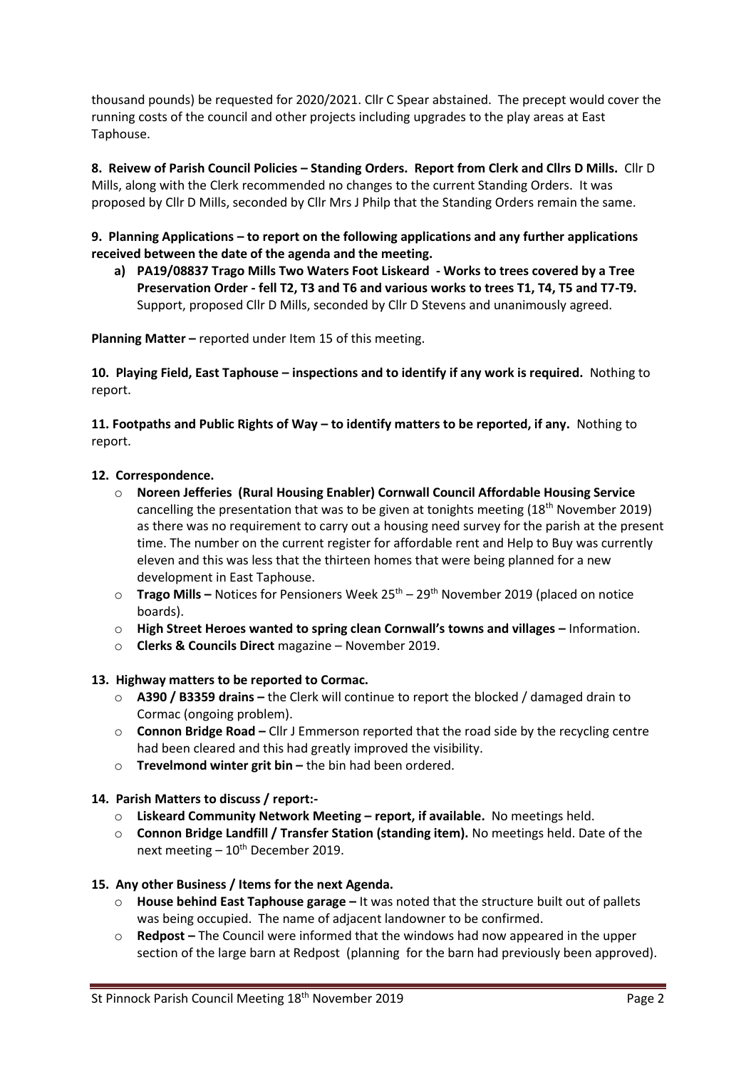thousand pounds) be requested for 2020/2021. Cllr C Spear abstained. The precept would cover the running costs of the council and other projects including upgrades to the play areas at East Taphouse.

**8. Reivew of Parish Council Policies – Standing Orders. Report from Clerk and Cllrs D Mills.** Cllr D Mills, along with the Clerk recommended no changes to the current Standing Orders. It was proposed by Cllr D Mills, seconded by Cllr Mrs J Philp that the Standing Orders remain the same.

**9. Planning Applications – to report on the following applications and any further applications received between the date of the agenda and the meeting.**

a) **PA19/08837 Trago Mills Two Waters Foot Liskeard - Works to trees covered by a Tree Preservation Order - fell T2, T3 and T6 and various works to trees T1, T4, T5 and T7-T9.** Support, proposed Cllr D Mills, seconded by Cllr D Stevens and unanimously agreed.

**Planning Matter –** reported under Item 15 of this meeting.

**10. Playing Field, East Taphouse – inspections and to identify if any work is required.** Nothing to report.

**11. Footpaths and Public Rights of Way – to identify matters to be reported, if any.** Nothing to report.

**12. Correspondence.**

- **Noreen Jefferies (Rural Housing Enabler) Cornwall Council Affordable Housing Service** cancelling the presentation that was to be given at tonights meeting (18th November 2019) as there was no requirement to carry out a housing need survey for the parish at the present time. The number on the current register for affordable rent and Help to Buy was currently eleven and this was less that the thirteen homes that were being planned for a new development in East Taphouse.
- **Trago Mills –** Notices for Pensioners Week 25th – 29th November 2019 (placed on notice boards).
- **High Street Heroes wanted to spring clean Cornwall's towns and villages –** Information.
- **Clerks & Councils Direct** magazine – November 2019.

**13. Highway matters to be reported to Cormac.**

- **A390 / B3359 drains –** the Clerk will continue to report the blocked / damaged drain to Cormac (ongoing problem).
- **Connon Bridge Road –** Cllr J Emmerson reported that the road side by the recycling centre had been cleared and this had greatly improved the visibility.
- **Trevelmond winter grit bin –** the bin had been ordered.

**14. Parish Matters to discuss / report:-**

- **Liskeard Community Network Meeting – report, if available.** No meetings held.
- **Connon Bridge Landfill / Transfer Station (standing item).** No meetings held. Date of the next meeting – 10th December 2019.

**15. Any other Business / Items for the next Agenda.**

- **House behind East Taphouse garage –** It was noted that the structure built out of pallets was being occupied. The name of adjacent landowner to be confirmed.
- **Redpost –** The Council were informed that the windows had now appeared in the upper section of the large barn at Redpost (planning for the barn had previously been approved).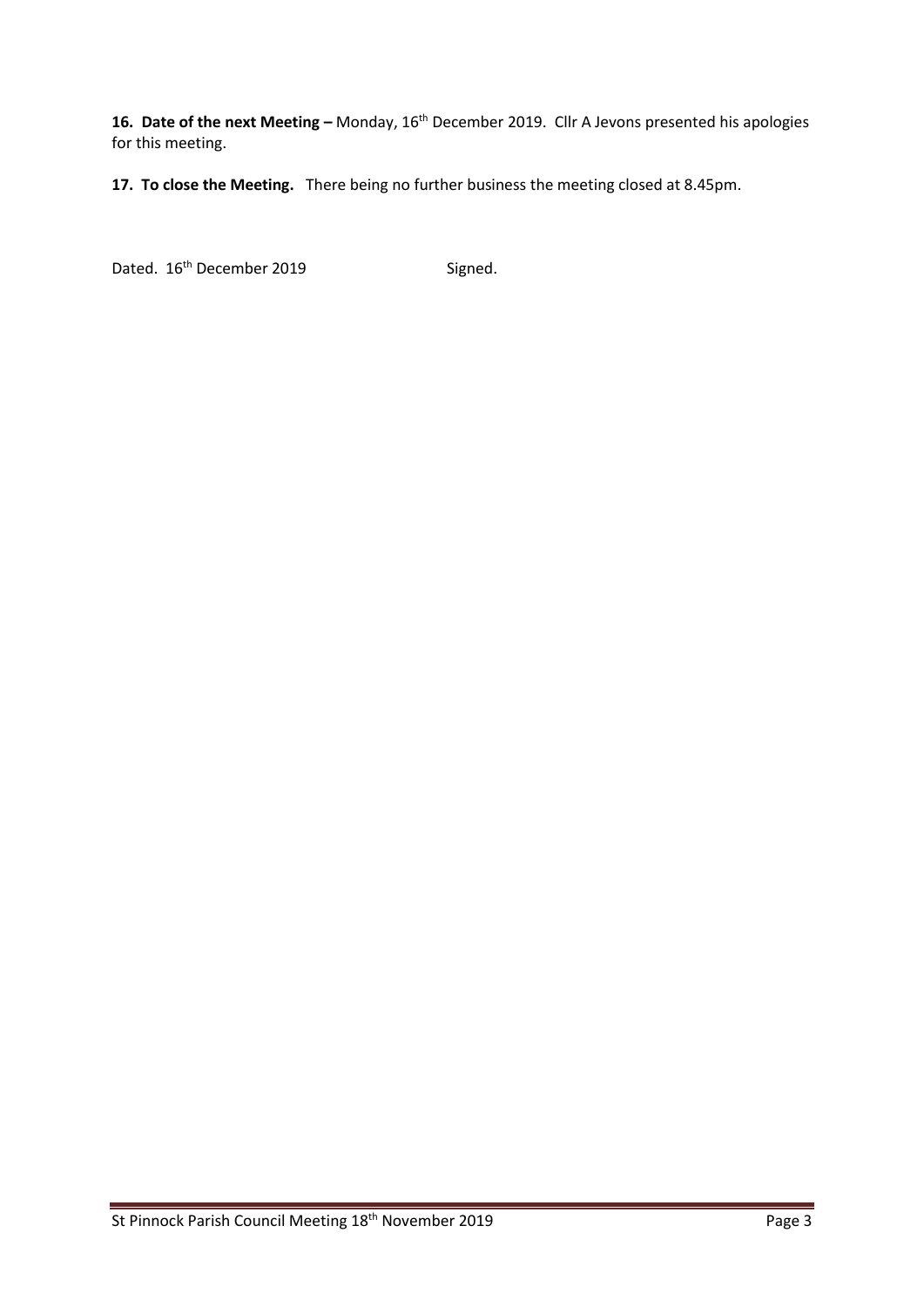**16. Date of the next Meeting –** Monday, 16th December 2019. Cllr A Jevons presented his apologies for this meeting.

**17. To close the Meeting.** There being no further business the meeting closed at 8.45pm.

Dated. 16th December 2019 Signed.